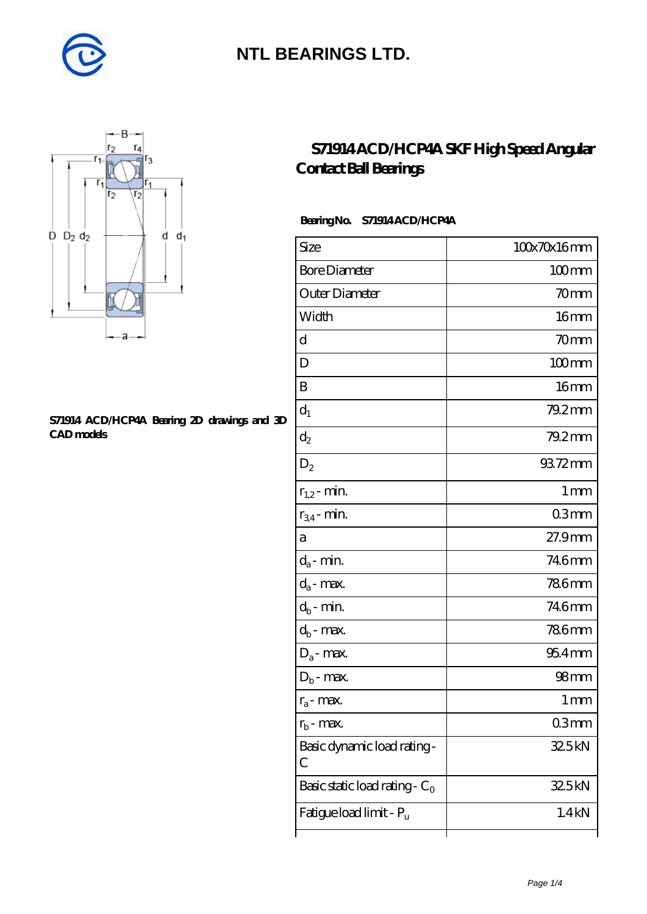NTL BEARINGS LTD.

# S71914 ACD/HCP4A SKF High Speed Angular Contact Ball Bearings

S71914 ACD/HCP4A Bearing 2D drawings and 3D CAD models

**Bearing No.** S71914 ACD/HCP4A

| Size | 100x70x16 mm |
|---|---|
| Bore Diameter | 100 mm |
| Outer Diameter | 70 mm |
| Width | 16 mm |
| d | 70 mm |
| D | 100 mm |
| B | 16 mm |
| $d_1$ | 79.2 mm |
| $d_2$ | 79.2 mm |
| $D_2$ | 93.72 mm |
| $r_{1,2}$ - min. | 1 mm |
| $r_{3,4}$ - min. | 0.3 mm |
| a | 27.9 mm |
| $d_a$ - min. | 74.6 mm |
| $d_a$ - max. | 78.6 mm |
| $d_b$ - min. | 74.6 mm |
| $d_b$ - max. | 78.6 mm |
| $D_a$ - max. | 95.4 mm |
| $D_b$ - max. | 98 mm |
| $r_a$ - max. | 1 mm |
| $r_b$ - max. | 0.3 mm |
| Basic dynamic load rating - C | 32.5 kN |
| Basic static load rating - $C_0$ | 32.5 kN |
| Fatigue load limit - $P_u$ | 1.4 kN |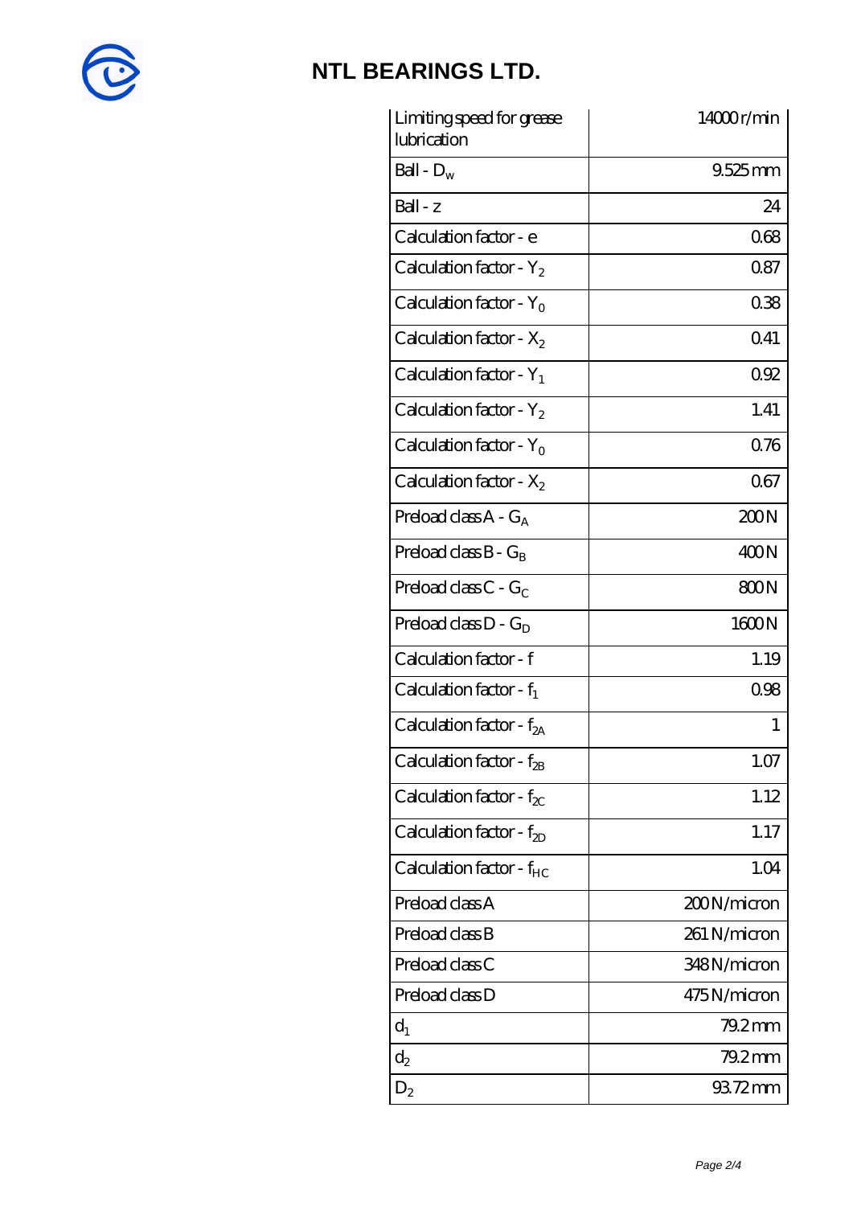# NTL BEARINGS LTD.

| | |
|---|---|
| Limiting speed for grease lubrication | 14000 r/min |
| Ball - $D_w$ | 9.525 mm |
| Ball - z | 24 |
| Calculation factor - e | 0.68 |
| Calculation factor - $Y_2$ | 0.87 |
| Calculation factor - $Y_0$ | 0.38 |
| Calculation factor - $X_2$ | 0.41 |
| Calculation factor - $Y_1$ | 0.92 |
| Calculation factor - $Y_2$ | 1.41 |
| Calculation factor - $Y_0$ | 0.76 |
| Calculation factor - $X_2$ | 0.67 |
| Preload class A - $G_A$ | 200 N |
| Preload class B - $G_B$ | 400 N |
| Preload class C - $G_C$ | 800 N |
| Preload class D - $G_D$ | 1600 N |
| Calculation factor - f | 1.19 |
| Calculation factor - $f_1$ | 0.98 |
| Calculation factor - $f_{2A}$ | 1 |
| Calculation factor - $f_{2B}$ | 1.07 |
| Calculation factor - $f_{2C}$ | 1.12 |
| Calculation factor - $f_{2D}$ | 1.17 |
| Calculation factor - $f_{HC}$ | 1.04 |
| Preload class A | 200 N/micron |
| Preload class B | 261 N/micron |
| Preload class C | 348 N/micron |
| Preload class D | 475 N/micron |
| $d_1$ | 79.2 mm |
| $d_2$ | 79.2 mm |
| $D_2$ | 93.72 mm |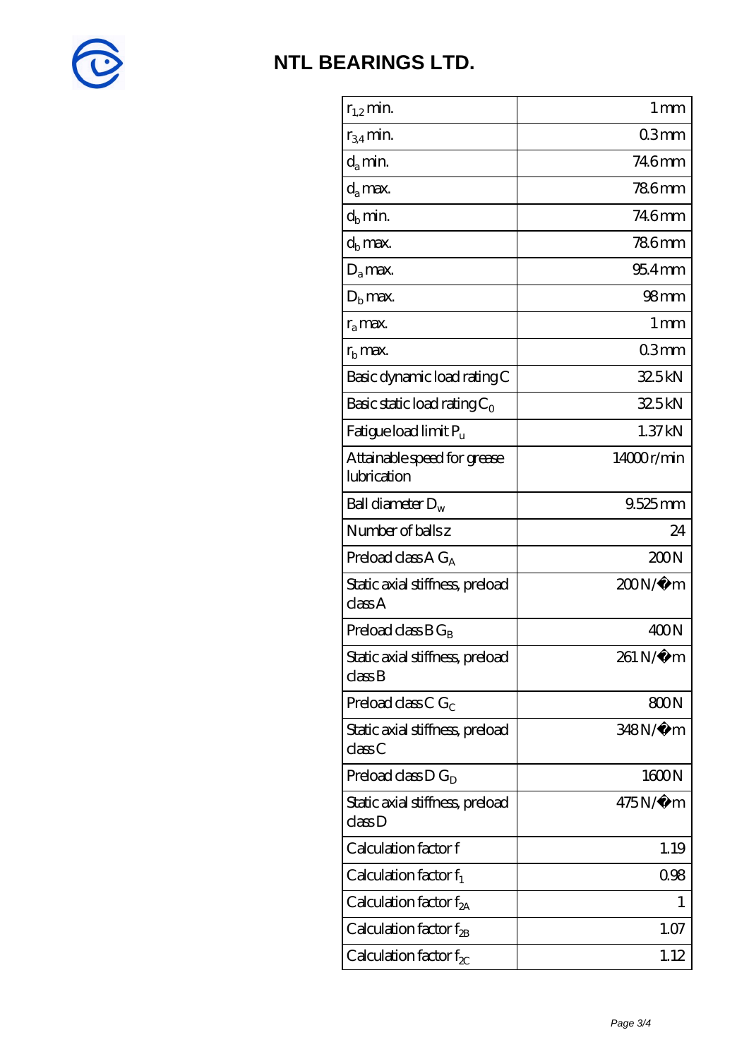# NTL BEARINGS LTD.

| | |
|---|---|
| $r_{1,2}$ min. | 1 mm |
| $r_{3,4}$ min. | 0.3 mm |
| $d_a$ min. | 74.6 mm |
| $d_a$ max. | 78.6 mm |
| $d_b$ min. | 74.6 mm |
| $d_b$ max. | 78.6 mm |
| $D_a$ max. | 95.4 mm |
| $D_b$ max. | 98 mm |
| $r_a$ max. | 1 mm |
| $r_b$ max. | 0.3 mm |
| Basic dynamic load rating C | 32.5 kN |
| Basic static load rating $C_0$ | 32.5 kN |
| Fatigue load limit $P_u$ | 1.37 kN |
| Attainable speed for grease lubrication | 14000 r/min |
| Ball diameter $D_w$ | 9.525 mm |
| Number of balls z | 24 |
| Preload class A $G_A$ | 200 N |
| Static axial stiffness, preload class A | 200 N/µm |
| Preload class B $G_B$ | 400 N |
| Static axial stiffness, preload class B | 261 N/µm |
| Preload class C $G_C$ | 800 N |
| Static axial stiffness, preload class C | 348 N/µm |
| Preload class D $G_D$ | 1600 N |
| Static axial stiffness, preload class D | 475 N/µm |
| Calculation factor f | 1.19 |
| Calculation factor $f_1$ | 0.98 |
| Calculation factor $f_{2A}$ | 1 |
| Calculation factor $f_{2B}$ | 1.07 |
| Calculation factor $f_{2C}$ | 1.12 |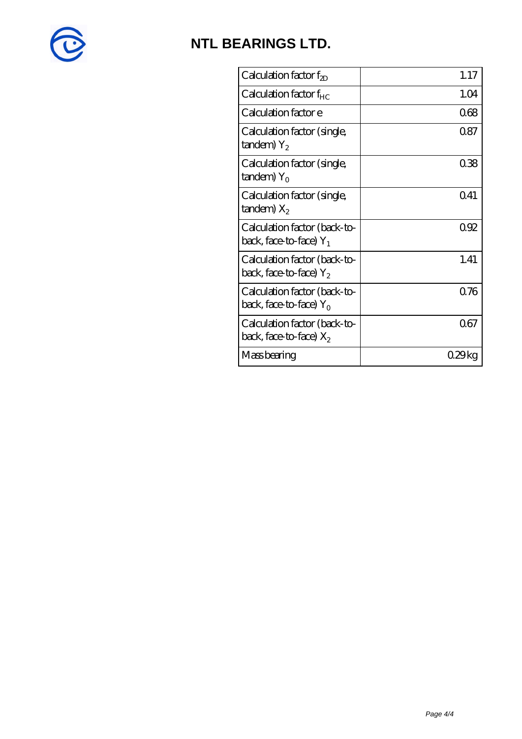# NTL BEARINGS LTD.

| | |
|---|---|
| Calculation factor $f_{2D}$ | 1.17 |
| Calculation factor $f_{HC}$ | 1.04 |
| Calculation factor e | 0.68 |
| Calculation factor (single, tandem) $Y_2$ | 0.87 |
| Calculation factor (single, tandem) $Y_0$ | 0.38 |
| Calculation factor (single, tandem) $X_2$ | 0.41 |
| Calculation factor (back-to-back, face-to-face) $Y_1$ | 0.92 |
| Calculation factor (back-to-back, face-to-face) $Y_2$ | 1.41 |
| Calculation factor (back-to-back, face-to-face) $Y_0$ | 0.76 |
| Calculation factor (back-to-back, face-to-face) $X_2$ | 0.67 |
| Mass bearing | 0.29 kg |